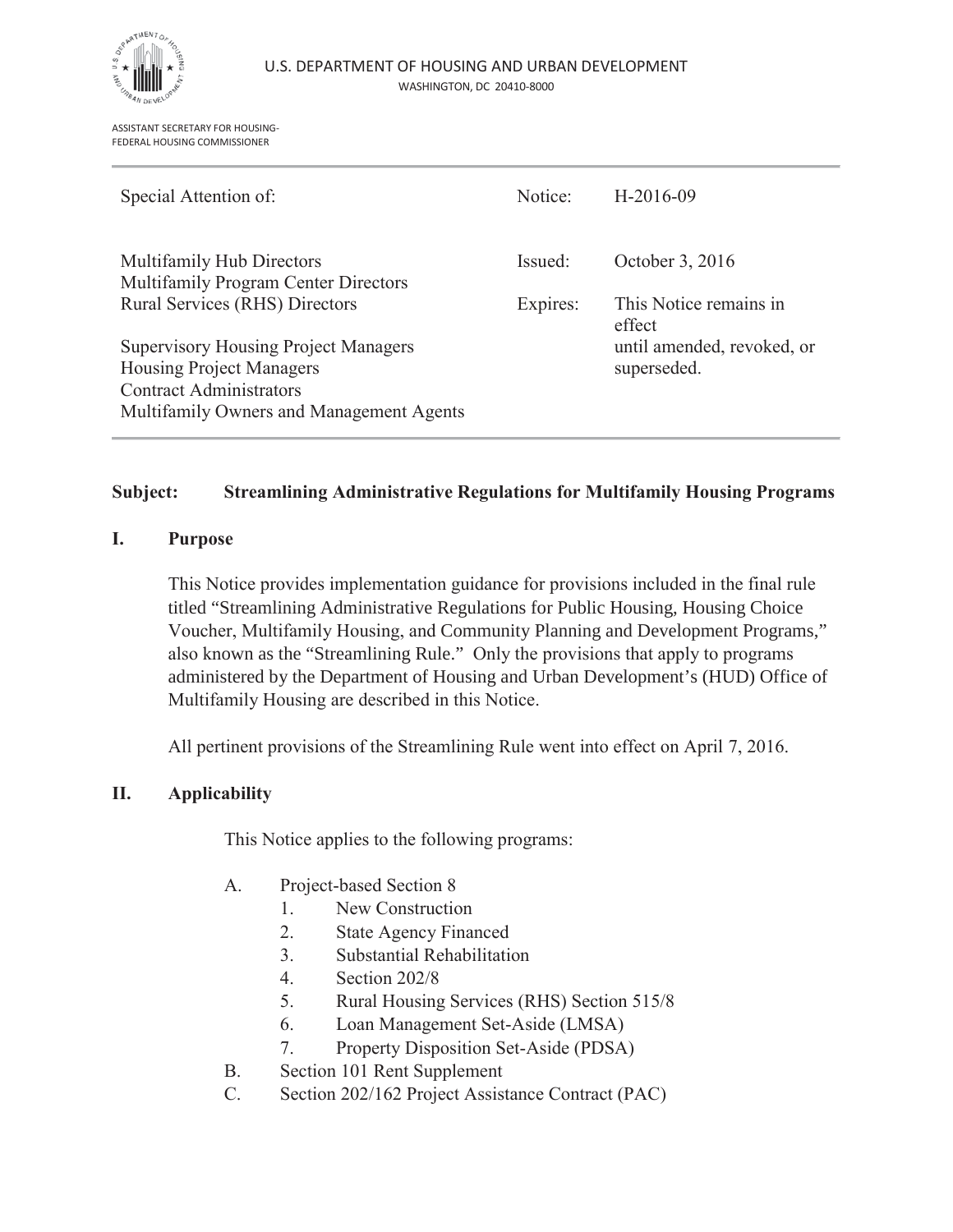U.S. DEPARTMENT OF HOUSING AND URBAN DEVELOPMENT
WASHINGTON, DC 20410-8000

ASSISTANT SECRETARY FOR HOUSING-
FEDERAL HOUSING COMMISSIONER

| Special Attention of: | Notice: | H-2016-09 |
|---|---|---|
| Multifamily Hub Directors<br>Multifamily Program Center Directors<br>Rural Services (RHS) Directors | Issued: | October 3, 2016 |
| Supervisory Housing Project Managers<br>Housing Project Managers<br>Contract Administrators<br>Multifamily Owners and Management Agents | Expires: | This Notice remains in effect until amended, revoked, or superseded. |

**Subject: Streamlining Administrative Regulations for Multifamily Housing Programs**

## I. Purpose

This Notice provides implementation guidance for provisions included in the final rule titled "Streamlining Administrative Regulations for Public Housing, Housing Choice Voucher, Multifamily Housing, and Community Planning and Development Programs," also known as the "Streamlining Rule." Only the provisions that apply to programs administered by the Department of Housing and Urban Development's (HUD) Office of Multifamily Housing are described in this Notice.

All pertinent provisions of the Streamlining Rule went into effect on April 7, 2016.

## II. Applicability

This Notice applies to the following programs:

A. Project-based Section 8
   1. New Construction
   2. State Agency Financed
   3. Substantial Rehabilitation
   4. Section 202/8
   5. Rural Housing Services (RHS) Section 515/8
   6. Loan Management Set-Aside (LMSA)
   7. Property Disposition Set-Aside (PDSA)

B. Section 101 Rent Supplement

C. Section 202/162 Project Assistance Contract (PAC)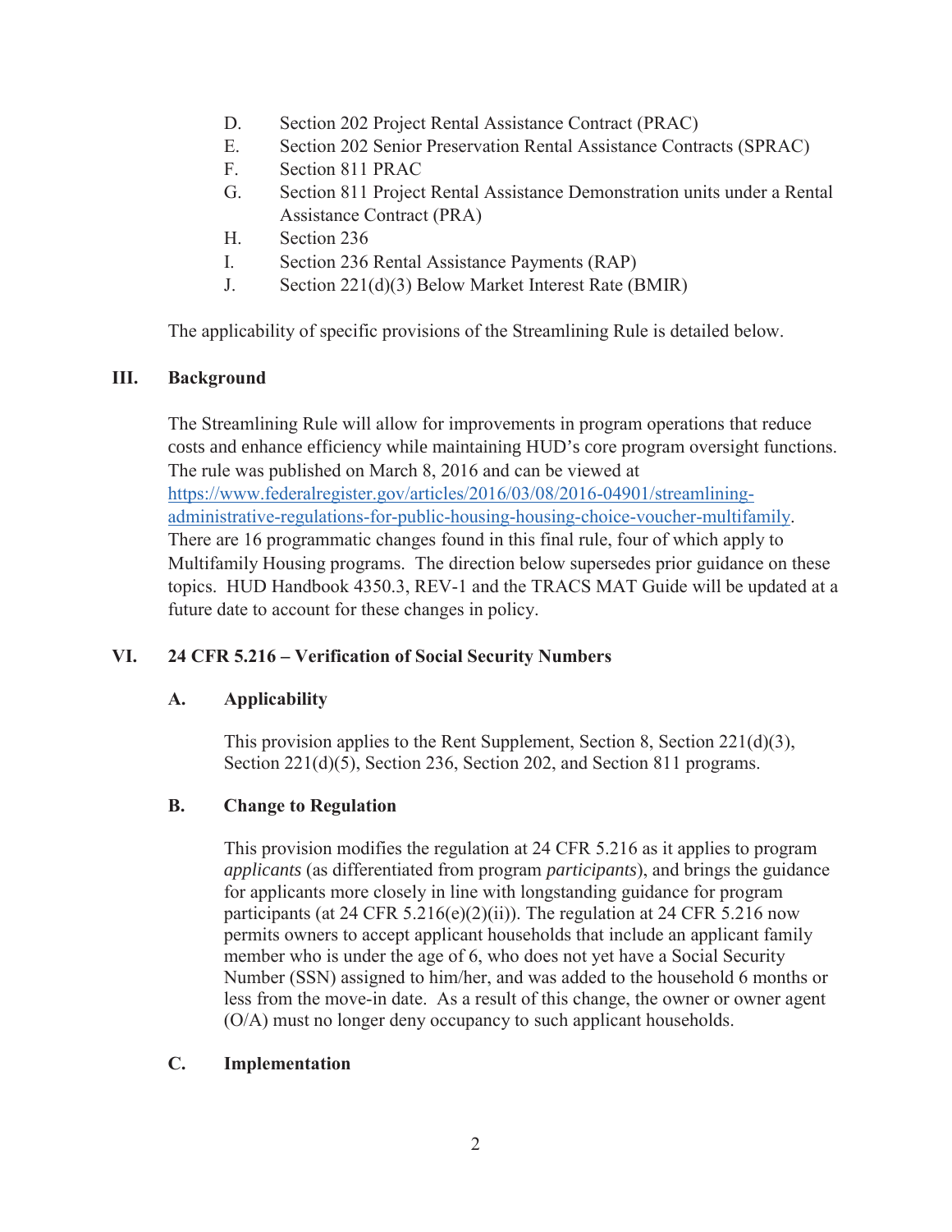D. Section 202 Project Rental Assistance Contract (PRAC)
E. Section 202 Senior Preservation Rental Assistance Contracts (SPRAC)
F. Section 811 PRAC
G. Section 811 Project Rental Assistance Demonstration units under a Rental Assistance Contract (PRA)
H. Section 236
I. Section 236 Rental Assistance Payments (RAP)
J. Section 221(d)(3) Below Market Interest Rate (BMIR)

The applicability of specific provisions of the Streamlining Rule is detailed below.

## III. Background

The Streamlining Rule will allow for improvements in program operations that reduce costs and enhance efficiency while maintaining HUD's core program oversight functions. The rule was published on March 8, 2016 and can be viewed at [https://www.federalregister.gov/articles/2016/03/08/2016-04901/streamlining-administrative-regulations-for-public-housing-housing-choice-voucher-multifamily](https://www.federalregister.gov/articles/2016/03/08/2016-04901/streamlining-administrative-regulations-for-public-housing-housing-choice-voucher-multifamily). There are 16 programmatic changes found in this final rule, four of which apply to Multifamily Housing programs. The direction below supersedes prior guidance on these topics. HUD Handbook 4350.3, REV-1 and the TRACS MAT Guide will be updated at a future date to account for these changes in policy.

## VI. 24 CFR 5.216 – Verification of Social Security Numbers

### A. Applicability

This provision applies to the Rent Supplement, Section 8, Section 221(d)(3), Section 221(d)(5), Section 236, Section 202, and Section 811 programs.

### B. Change to Regulation

This provision modifies the regulation at 24 CFR 5.216 as it applies to program *applicants* (as differentiated from program *participants*), and brings the guidance for applicants more closely in line with longstanding guidance for program participants (at 24 CFR 5.216(e)(2)(ii)). The regulation at 24 CFR 5.216 now permits owners to accept applicant households that include an applicant family member who is under the age of 6, who does not yet have a Social Security Number (SSN) assigned to him/her, and was added to the household 6 months or less from the move-in date. As a result of this change, the owner or owner agent (O/A) must no longer deny occupancy to such applicant households.

### C. Implementation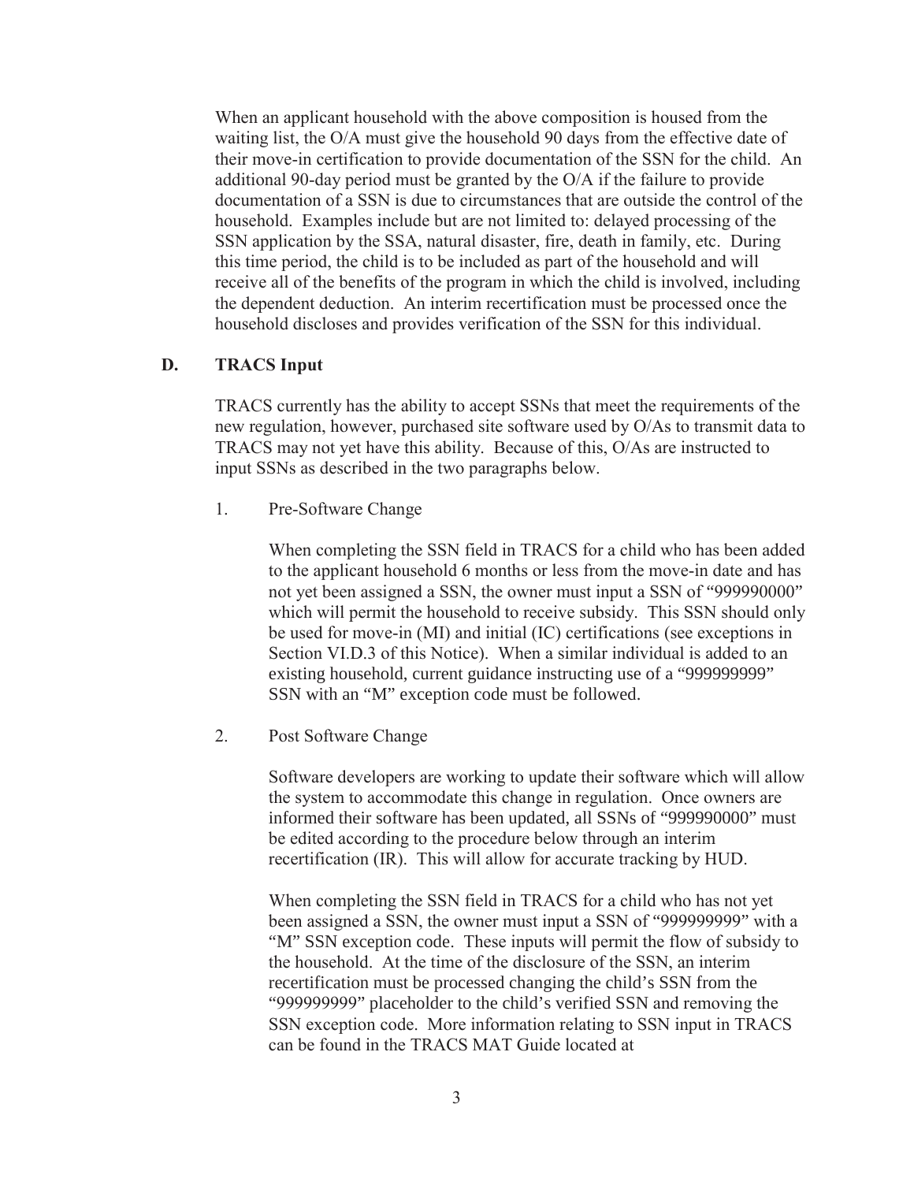When an applicant household with the above composition is housed from the waiting list, the O/A must give the household 90 days from the effective date of their move-in certification to provide documentation of the SSN for the child. An additional 90-day period must be granted by the O/A if the failure to provide documentation of a SSN is due to circumstances that are outside the control of the household. Examples include but are not limited to: delayed processing of the SSN application by the SSA, natural disaster, fire, death in family, etc. During this time period, the child is to be included as part of the household and will receive all of the benefits of the program in which the child is involved, including the dependent deduction. An interim recertification must be processed once the household discloses and provides verification of the SSN for this individual.

### D. TRACS Input

TRACS currently has the ability to accept SSNs that meet the requirements of the new regulation, however, purchased site software used by O/As to transmit data to TRACS may not yet have this ability. Because of this, O/As are instructed to input SSNs as described in the two paragraphs below.

1. Pre-Software Change

   When completing the SSN field in TRACS for a child who has been added to the applicant household 6 months or less from the move-in date and has not yet been assigned a SSN, the owner must input a SSN of "999990000" which will permit the household to receive subsidy. This SSN should only be used for move-in (MI) and initial (IC) certifications (see exceptions in Section VI.D.3 of this Notice). When a similar individual is added to an existing household, current guidance instructing use of a "999999999" SSN with an "M" exception code must be followed.

2. Post Software Change

   Software developers are working to update their software which will allow the system to accommodate this change in regulation. Once owners are informed their software has been updated, all SSNs of "999990000" must be edited according to the procedure below through an interim recertification (IR). This will allow for accurate tracking by HUD.

   When completing the SSN field in TRACS for a child who has not yet been assigned a SSN, the owner must input a SSN of "999999999" with a "M" SSN exception code. These inputs will permit the flow of subsidy to the household. At the time of the disclosure of the SSN, an interim recertification must be processed changing the child's SSN from the "999999999" placeholder to the child's verified SSN and removing the SSN exception code. More information relating to SSN input in TRACS can be found in the TRACS MAT Guide located at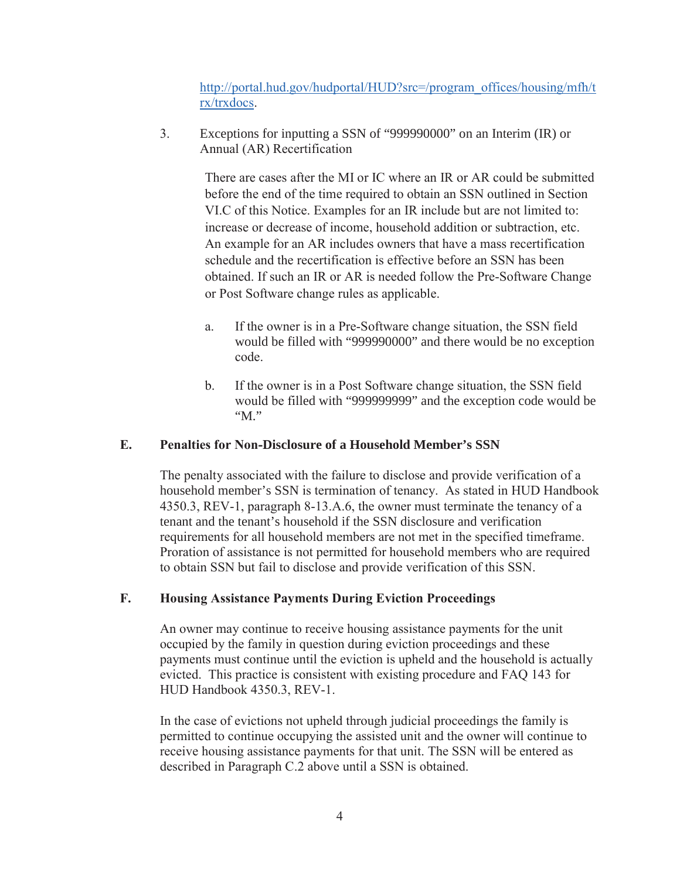http://portal.hud.gov/hudportal/HUD?src=/program_offices/housing/mfh/trx/trxdocs.

3. Exceptions for inputting a SSN of "999990000" on an Interim (IR) or Annual (AR) Recertification

   There are cases after the MI or IC where an IR or AR could be submitted before the end of the time required to obtain an SSN outlined in Section VI.C of this Notice. Examples for an IR include but are not limited to: increase or decrease of income, household addition or subtraction, etc. An example for an AR includes owners that have a mass recertification schedule and the recertification is effective before an SSN has been obtained. If such an IR or AR is needed follow the Pre-Software Change or Post Software change rules as applicable.

   a. If the owner is in a Pre-Software change situation, the SSN field would be filled with "999990000" and there would be no exception code.

   b. If the owner is in a Post Software change situation, the SSN field would be filled with "999999999" and the exception code would be "M."

## E. Penalties for Non-Disclosure of a Household Member's SSN

The penalty associated with the failure to disclose and provide verification of a household member's SSN is termination of tenancy. As stated in HUD Handbook 4350.3, REV-1, paragraph 8-13.A.6, the owner must terminate the tenancy of a tenant and the tenant's household if the SSN disclosure and verification requirements for all household members are not met in the specified timeframe. Proration of assistance is not permitted for household members who are required to obtain SSN but fail to disclose and provide verification of this SSN.

## F. Housing Assistance Payments During Eviction Proceedings

An owner may continue to receive housing assistance payments for the unit occupied by the family in question during eviction proceedings and these payments must continue until the eviction is upheld and the household is actually evicted. This practice is consistent with existing procedure and FAQ 143 for HUD Handbook 4350.3, REV-1.

In the case of evictions not upheld through judicial proceedings the family is permitted to continue occupying the assisted unit and the owner will continue to receive housing assistance payments for that unit. The SSN will be entered as described in Paragraph C.2 above until a SSN is obtained.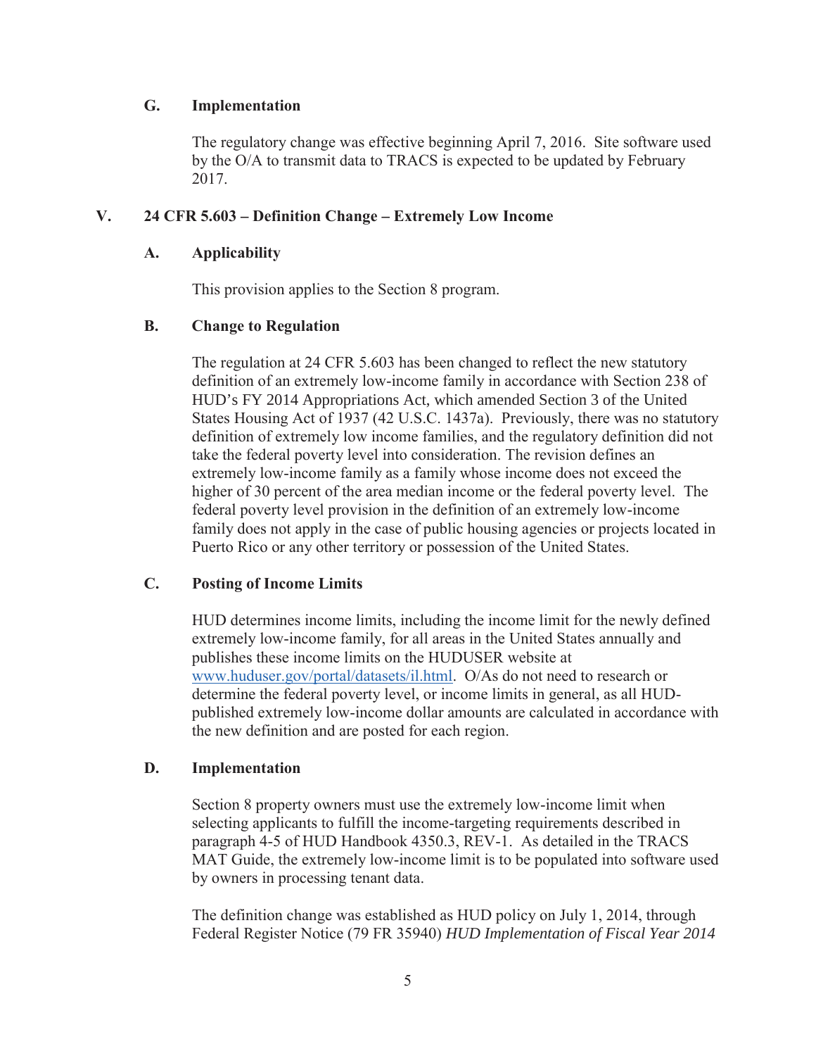### G. Implementation

The regulatory change was effective beginning April 7, 2016. Site software used by the O/A to transmit data to TRACS is expected to be updated by February 2017.

## V. 24 CFR 5.603 – Definition Change – Extremely Low Income

### A. Applicability

This provision applies to the Section 8 program.

### B. Change to Regulation

The regulation at 24 CFR 5.603 has been changed to reflect the new statutory definition of an extremely low-income family in accordance with Section 238 of HUD's FY 2014 Appropriations Act, which amended Section 3 of the United States Housing Act of 1937 (42 U.S.C. 1437a). Previously, there was no statutory definition of extremely low income families, and the regulatory definition did not take the federal poverty level into consideration. The revision defines an extremely low-income family as a family whose income does not exceed the higher of 30 percent of the area median income or the federal poverty level. The federal poverty level provision in the definition of an extremely low-income family does not apply in the case of public housing agencies or projects located in Puerto Rico or any other territory or possession of the United States.

### C. Posting of Income Limits

HUD determines income limits, including the income limit for the newly defined extremely low-income family, for all areas in the United States annually and publishes these income limits on the HUDUSER website at [www.huduser.gov/portal/datasets/il.html](www.huduser.gov/portal/datasets/il.html). O/As do not need to research or determine the federal poverty level, or income limits in general, as all HUD-published extremely low-income dollar amounts are calculated in accordance with the new definition and are posted for each region.

### D. Implementation

Section 8 property owners must use the extremely low-income limit when selecting applicants to fulfill the income-targeting requirements described in paragraph 4-5 of HUD Handbook 4350.3, REV-1. As detailed in the TRACS MAT Guide, the extremely low-income limit is to be populated into software used by owners in processing tenant data.

The definition change was established as HUD policy on July 1, 2014, through Federal Register Notice (79 FR 35940) *HUD Implementation of Fiscal Year 2014*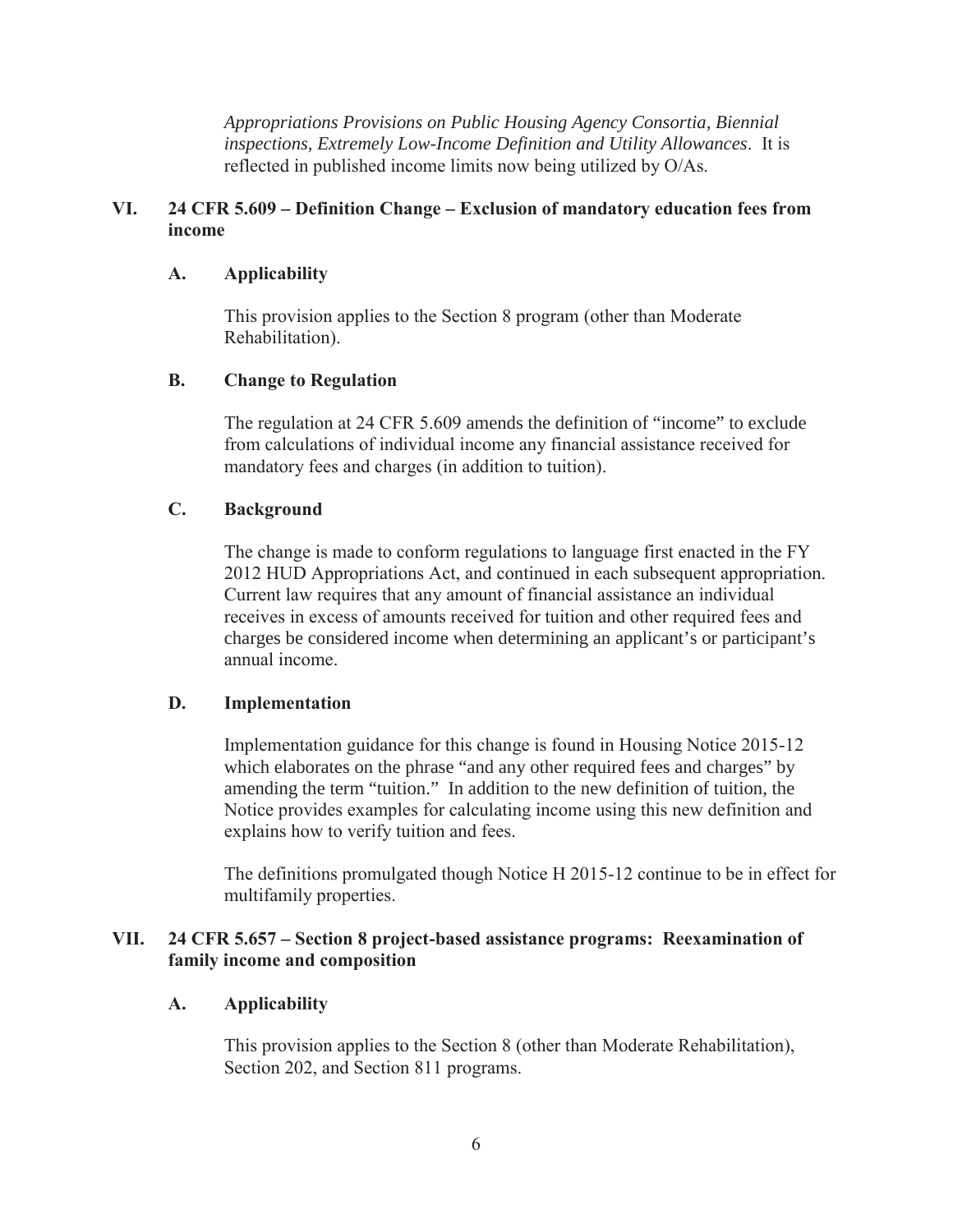*Appropriations Provisions on Public Housing Agency Consortia, Biennial inspections, Extremely Low-Income Definition and Utility Allowances*. It is reflected in published income limits now being utilized by O/As.

## VI. 24 CFR 5.609 – Definition Change – Exclusion of mandatory education fees from income

### A. Applicability

This provision applies to the Section 8 program (other than Moderate Rehabilitation).

### B. Change to Regulation

The regulation at 24 CFR 5.609 amends the definition of "income" to exclude from calculations of individual income any financial assistance received for mandatory fees and charges (in addition to tuition).

### C. Background

The change is made to conform regulations to language first enacted in the FY 2012 HUD Appropriations Act, and continued in each subsequent appropriation. Current law requires that any amount of financial assistance an individual receives in excess of amounts received for tuition and other required fees and charges be considered income when determining an applicant's or participant's annual income.

### D. Implementation

Implementation guidance for this change is found in Housing Notice 2015-12 which elaborates on the phrase "and any other required fees and charges" by amending the term "tuition." In addition to the new definition of tuition, the Notice provides examples for calculating income using this new definition and explains how to verify tuition and fees.

The definitions promulgated though Notice H 2015-12 continue to be in effect for multifamily properties.

## VII. 24 CFR 5.657 – Section 8 project-based assistance programs: Reexamination of family income and composition

### A. Applicability

This provision applies to the Section 8 (other than Moderate Rehabilitation), Section 202, and Section 811 programs.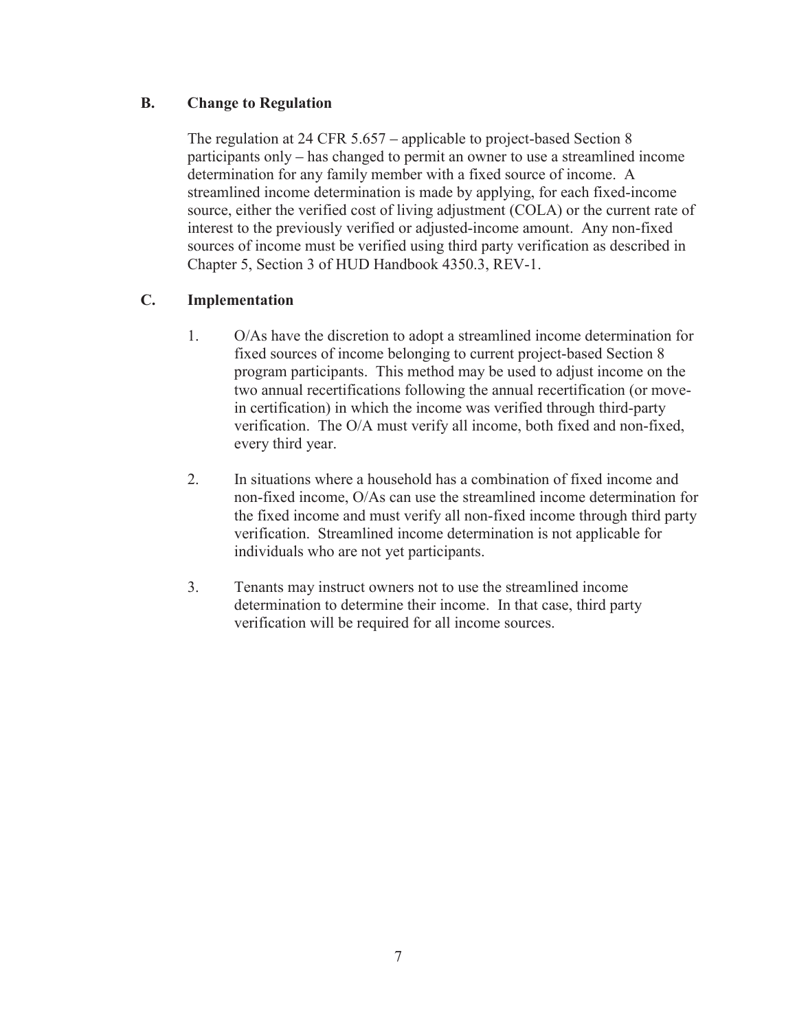## B. Change to Regulation

The regulation at 24 CFR 5.657 – applicable to project-based Section 8 participants only – has changed to permit an owner to use a streamlined income determination for any family member with a fixed source of income. A streamlined income determination is made by applying, for each fixed-income source, either the verified cost of living adjustment (COLA) or the current rate of interest to the previously verified or adjusted-income amount. Any non-fixed sources of income must be verified using third party verification as described in Chapter 5, Section 3 of HUD Handbook 4350.3, REV-1.

## C. Implementation

1. O/As have the discretion to adopt a streamlined income determination for fixed sources of income belonging to current project-based Section 8 program participants. This method may be used to adjust income on the two annual recertifications following the annual recertification (or move-in certification) in which the income was verified through third-party verification. The O/A must verify all income, both fixed and non-fixed, every third year.

2. In situations where a household has a combination of fixed income and non-fixed income, O/As can use the streamlined income determination for the fixed income and must verify all non-fixed income through third party verification. Streamlined income determination is not applicable for individuals who are not yet participants.

3. Tenants may instruct owners not to use the streamlined income determination to determine their income. In that case, third party verification will be required for all income sources.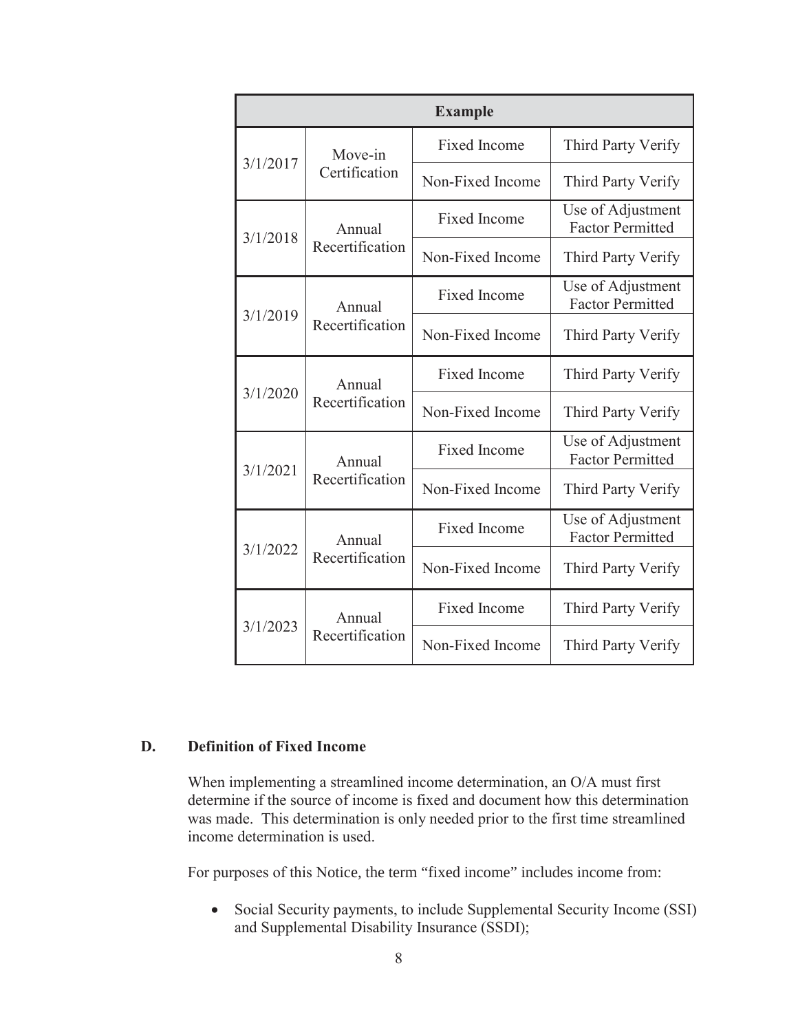| Example | | | |
|---|---|---|---|
| 3/1/2017 | Move-in Certification | Fixed Income | Third Party Verify |
| | | Non-Fixed Income | Third Party Verify |
| 3/1/2018 | Annual Recertification | Fixed Income | Use of Adjustment Factor Permitted |
| | | Non-Fixed Income | Third Party Verify |
| 3/1/2019 | Annual Recertification | Fixed Income | Use of Adjustment Factor Permitted |
| | | Non-Fixed Income | Third Party Verify |
| 3/1/2020 | Annual Recertification | Fixed Income | Third Party Verify |
| | | Non-Fixed Income | Third Party Verify |
| 3/1/2021 | Annual Recertification | Fixed Income | Use of Adjustment Factor Permitted |
| | | Non-Fixed Income | Third Party Verify |
| 3/1/2022 | Annual Recertification | Fixed Income | Use of Adjustment Factor Permitted |
| | | Non-Fixed Income | Third Party Verify |
| 3/1/2023 | Annual Recertification | Fixed Income | Third Party Verify |
| | | Non-Fixed Income | Third Party Verify |

## D. Definition of Fixed Income

When implementing a streamlined income determination, an O/A must first determine if the source of income is fixed and document how this determination was made. This determination is only needed prior to the first time streamlined income determination is used.

For purposes of this Notice, the term "fixed income" includes income from:

- Social Security payments, to include Supplemental Security Income (SSI) and Supplemental Disability Insurance (SSDI);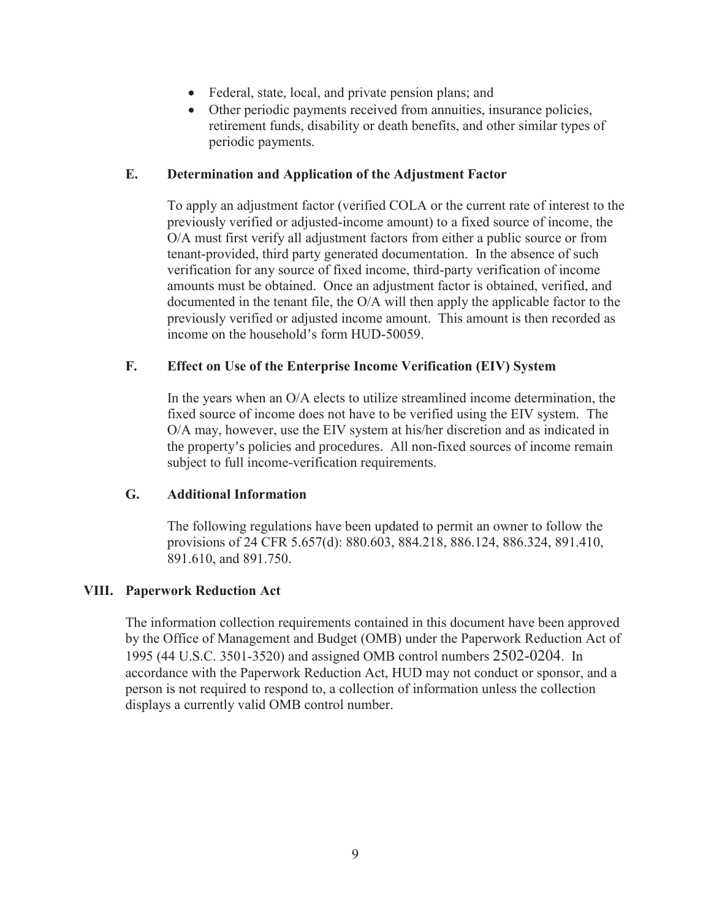- Federal, state, local, and private pension plans; and
- Other periodic payments received from annuities, insurance policies, retirement funds, disability or death benefits, and other similar types of periodic payments.

### E. Determination and Application of the Adjustment Factor

To apply an adjustment factor (verified COLA or the current rate of interest to the previously verified or adjusted-income amount) to a fixed source of income, the O/A must first verify all adjustment factors from either a public source or from tenant-provided, third party generated documentation. In the absence of such verification for any source of fixed income, third-party verification of income amounts must be obtained. Once an adjustment factor is obtained, verified, and documented in the tenant file, the O/A will then apply the applicable factor to the previously verified or adjusted income amount. This amount is then recorded as income on the household's form HUD-50059.

### F. Effect on Use of the Enterprise Income Verification (EIV) System

In the years when an O/A elects to utilize streamlined income determination, the fixed source of income does not have to be verified using the EIV system. The O/A may, however, use the EIV system at his/her discretion and as indicated in the property's policies and procedures. All non-fixed sources of income remain subject to full income-verification requirements.

### G. Additional Information

The following regulations have been updated to permit an owner to follow the provisions of 24 CFR 5.657(d): 880.603, 884.218, 886.124, 886.324, 891.410, 891.610, and 891.750.

## VIII. Paperwork Reduction Act

The information collection requirements contained in this document have been approved by the Office of Management and Budget (OMB) under the Paperwork Reduction Act of 1995 (44 U.S.C. 3501-3520) and assigned OMB control numbers 2502-0204. In accordance with the Paperwork Reduction Act, HUD may not conduct or sponsor, and a person is not required to respond to, a collection of information unless the collection displays a currently valid OMB control number.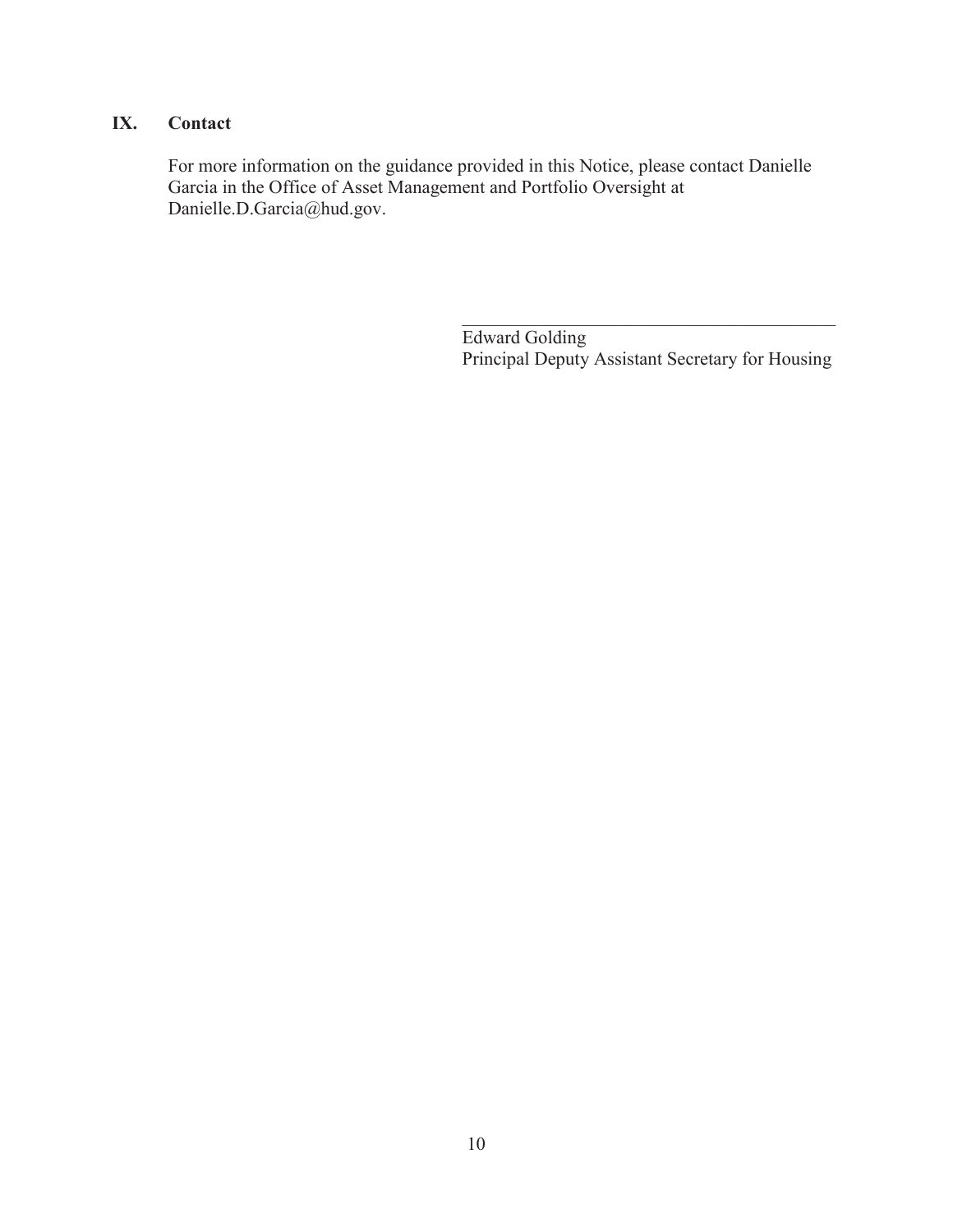## IX. Contact

For more information on the guidance provided in this Notice, please contact Danielle Garcia in the Office of Asset Management and Portfolio Oversight at Danielle.D.Garcia@hud.gov.

\_\_\_\_\_\_\_\_\_\_\_\_\_\_\_\_\_\_\_\_\_\_\_\_\_\_\_\_\_\_\_\_\_\_\_\_\_\_\_\_

Edward Golding
Principal Deputy Assistant Secretary for Housing